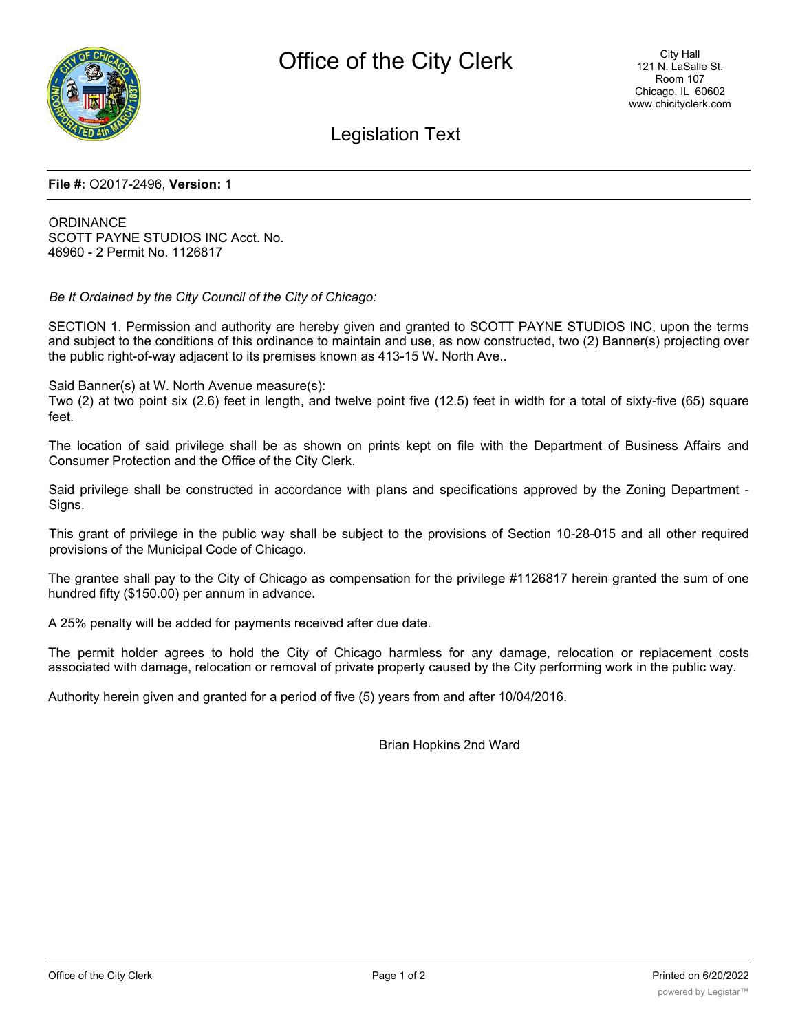# Office of the City Clerk

City Hall
121 N. LaSalle St.
Room 107
Chicago, IL 60602
www.chicityclerk.com

## Legislation Text

**File #:** O2017-2496, **Version:** 1

ORDINANCE
SCOTT PAYNE STUDIOS INC Acct. No.
46960 - 2 Permit No. 1126817

*Be It Ordained by the City Council of the City of Chicago:*

SECTION 1. Permission and authority are hereby given and granted to SCOTT PAYNE STUDIOS INC, upon the terms and subject to the conditions of this ordinance to maintain and use, as now constructed, two (2) Banner(s) projecting over the public right-of-way adjacent to its premises known as 413-15 W. North Ave..

Said Banner(s) at W. North Avenue measure(s):
Two (2) at two point six (2.6) feet in length, and twelve point five (12.5) feet in width for a total of sixty-five (65) square feet.

The location of said privilege shall be as shown on prints kept on file with the Department of Business Affairs and Consumer Protection and the Office of the City Clerk.

Said privilege shall be constructed in accordance with plans and specifications approved by the Zoning Department - Signs.

This grant of privilege in the public way shall be subject to the provisions of Section 10-28-015 and all other required provisions of the Municipal Code of Chicago.

The grantee shall pay to the City of Chicago as compensation for the privilege #1126817 herein granted the sum of one hundred fifty ($150.00) per annum in advance.

A 25% penalty will be added for payments received after due date.

The permit holder agrees to hold the City of Chicago harmless for any damage, relocation or replacement costs associated with damage, relocation or removal of private property caused by the City performing work in the public way.

Authority herein given and granted for a period of five (5) years from and after 10/04/2016.

Brian Hopkins 2nd Ward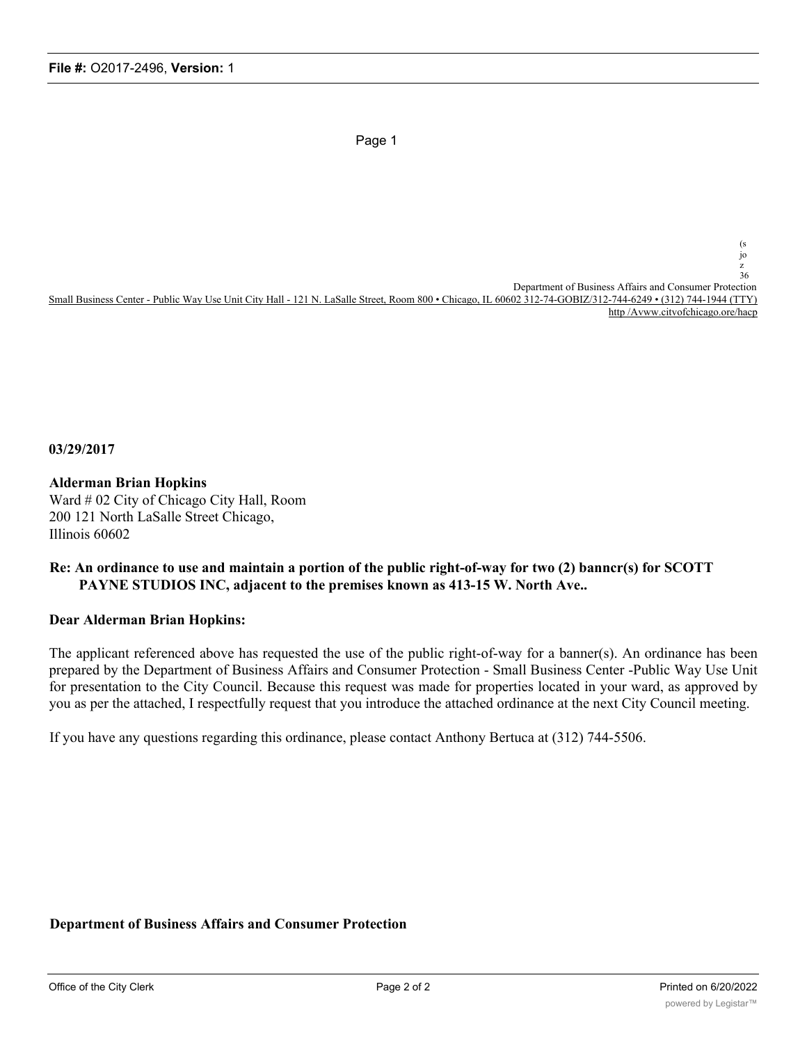Page 1

(s
jo
z
36

Department of Business Affairs and Consumer Protection
Small Business Center - Public Way Use Unit City Hall - 121 N. LaSalle Street, Room 800 • Chicago, IL 60602 312-74-GOBIZ/312-744-6249 • (312) 744-1944 (TTY)
http /Avww.citvofchicago.ore/hacp

**03/29/2017**

**Alderman Brian Hopkins**
Ward # 02 City of Chicago City Hall, Room
200 121 North LaSalle Street Chicago,
Illinois 60602

**Re: An ordinance to use and maintain a portion of the public right-of-way for two (2) banncr(s) for SCOTT PAYNE STUDIOS INC, adjacent to the premises known as 413-15 W. North Ave..**

**Dear Alderman Brian Hopkins:**

The applicant referenced above has requested the use of the public right-of-way for a banner(s). An ordinance has been prepared by the Department of Business Affairs and Consumer Protection - Small Business Center -Public Way Use Unit for presentation to the City Council. Because this request was made for properties located in your ward, as approved by you as per the attached, I respectfully request that you introduce the attached ordinance at the next City Council meeting.

If you have any questions regarding this ordinance, please contact Anthony Bertuca at (312) 744-5506.

**Department of Business Affairs and Consumer Protection**